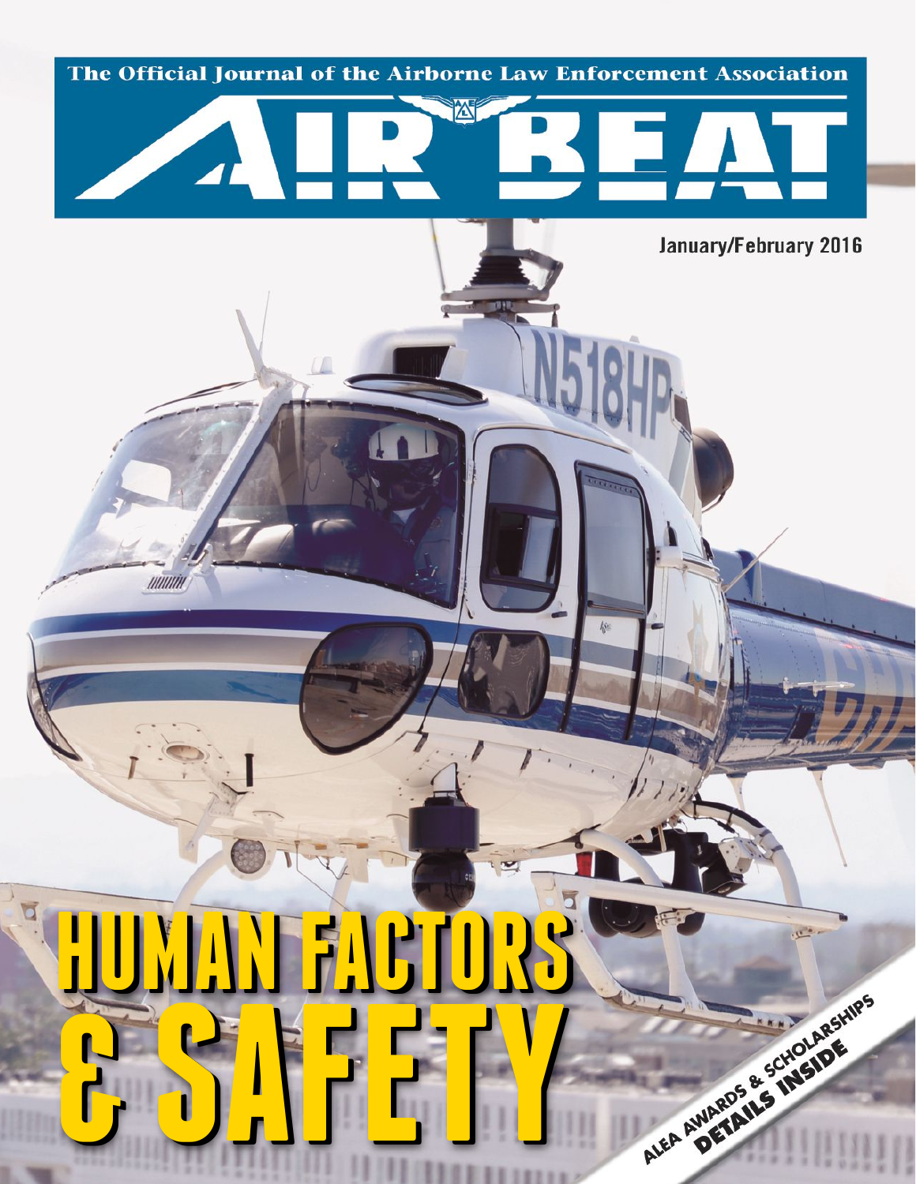The Official Journal of the Airborne Law Enforcement Association

# AIR BEAT

January/February 2016

# HUMAN FACTORS & SAFETY

ALEA AWARDS & SCHOLARSHIPS DETAILS INSIDE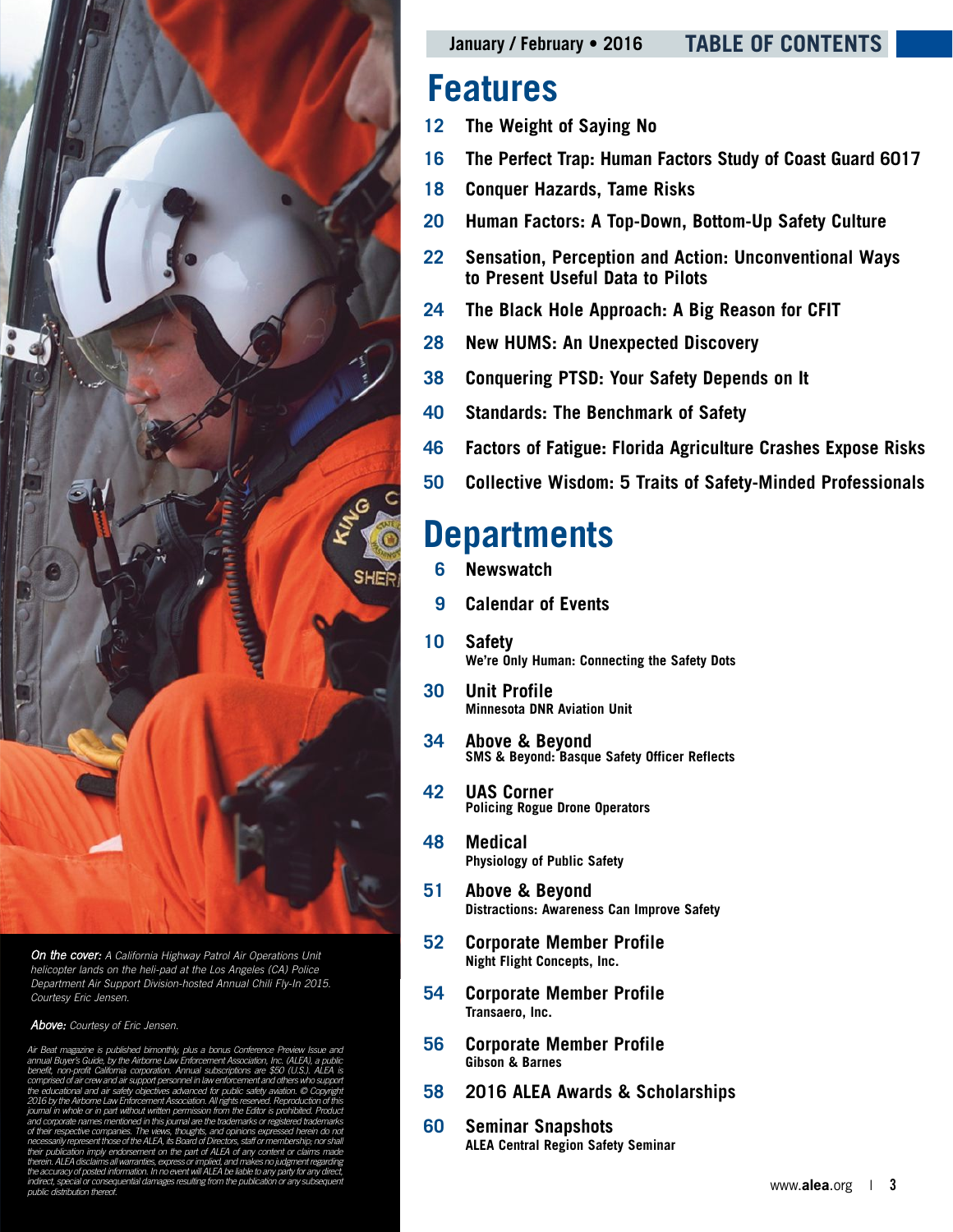January / February • 2016 **TABLE OF CONTENTS**

# Features

- **12** The Weight of Saying No
- **16** The Perfect Trap: Human Factors Study of Coast Guard 6017
- **18** Conquer Hazards, Tame Risks
- **20** Human Factors: A Top-Down, Bottom-Up Safety Culture
- **22** Sensation, Perception and Action: Unconventional Ways to Present Useful Data to Pilots
- **24** The Black Hole Approach: A Big Reason for CFIT
- **28** New HUMS: An Unexpected Discovery
- **38** Conquering PTSD: Your Safety Depends on It
- **40** Standards: The Benchmark of Safety
- **46** Factors of Fatigue: Florida Agriculture Crashes Expose Risks
- **50** Collective Wisdom: 5 Traits of Safety-Minded Professionals

# Departments

- **6** Newswatch
- **9** Calendar of Events
- **10** Safety
  We're Only Human: Connecting the Safety Dots
- **30** Unit Profile
  Minnesota DNR Aviation Unit
- **34** Above & Beyond
  SMS & Beyond: Basque Safety Officer Reflects
- **42** UAS Corner
  Policing Rogue Drone Operators
- **48** Medical
  Physiology of Public Safety
- **51** Above & Beyond
  Distractions: Awareness Can Improve Safety
- **52** Corporate Member Profile
  Night Flight Concepts, Inc.
- **54** Corporate Member Profile
  Transaero, Inc.
- **56** Corporate Member Profile
  Gibson & Barnes
- **58** 2016 ALEA Awards & Scholarships
- **60** Seminar Snapshots
  ALEA Central Region Safety Seminar

***On the cover:*** *A California Highway Patrol Air Operations Unit helicopter lands on the heli-pad at the Los Angeles (CA) Police Department Air Support Division-hosted Annual Chili Fly-In 2015. Courtesy Eric Jensen.*

***Above:*** *Courtesy of Eric Jensen.*

*Air Beat magazine is published bimonthly, plus a bonus Conference Preview Issue and annual Buyer's Guide, by the Airborne Law Enforcement Association, Inc. (ALEA), a public benefit, non-profit California corporation. Annual subscriptions are $50 (U.S.). ALEA is comprised of air crew and air support personnel in law enforcement and others who support the educational and air safety objectives advanced for public safety aviation. © Copyright 2016 by the Airborne Law Enforcement Association. All rights reserved. Reproduction of this journal in whole or in part without written permission from the Editor is prohibited. Product and corporate names mentioned in this journal are the trademarks or registered trademarks of their respective companies. The views, thoughts, and opinions expressed herein do not necessarily represent those of the ALEA, its Board of Directors, staff or membership; nor shall their publication imply endorsement on the part of ALEA of any content or claims made therein. ALEA disclaims all warranties, express or implied, and makes no judgment regarding the accuracy of posted information. In no event will ALEA be liable to any party for any direct, indirect, special or consequential damages resulting from the publication or any subsequent public distribution thereof.*

www.alea.org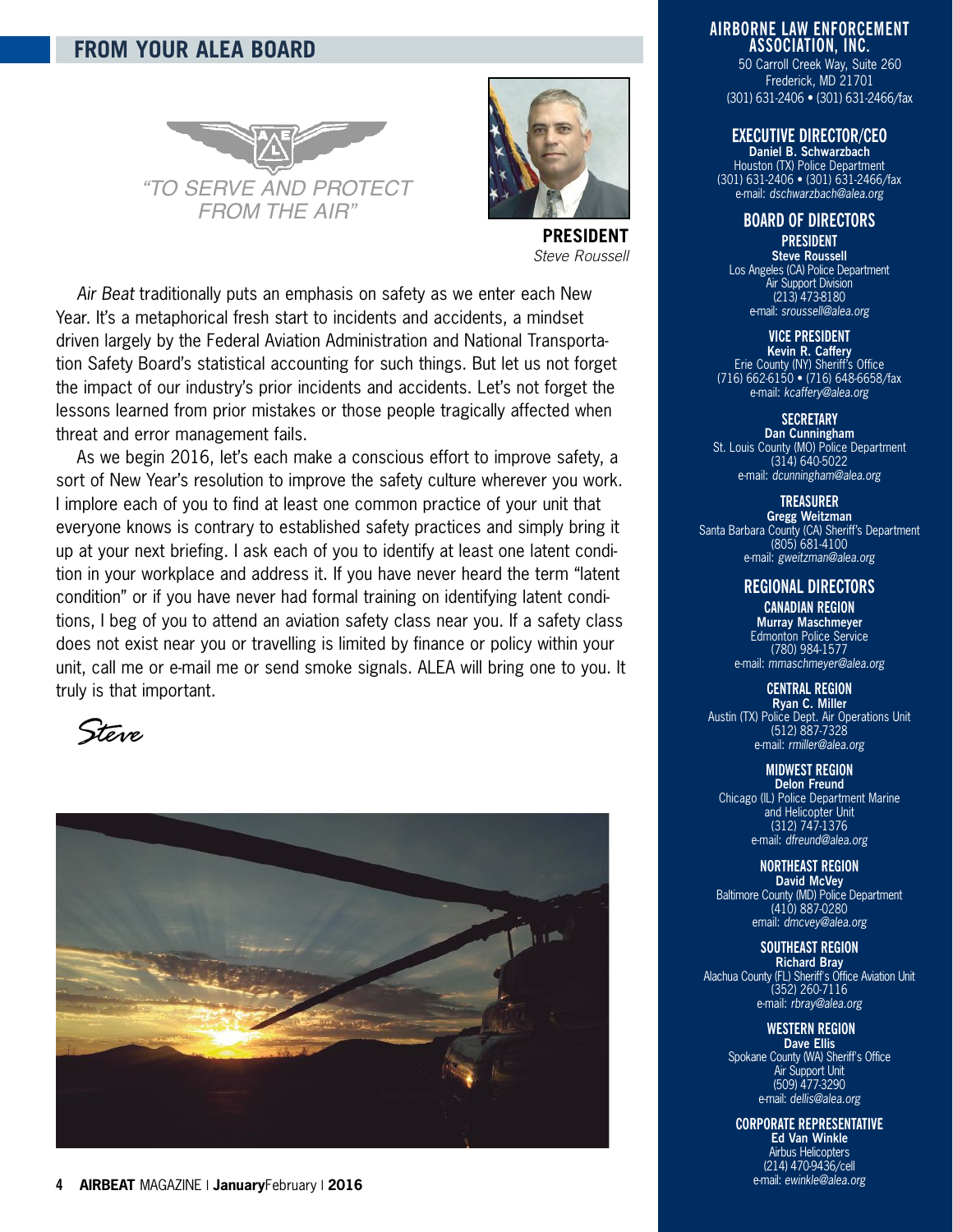## FROM YOUR ALEA BOARD

"TO SERVE AND PROTECT FROM THE AIR"

**PRESIDENT**
*Steve Roussell*

*Air Beat* traditionally puts an emphasis on safety as we enter each New Year. It's a metaphorical fresh start to incidents and accidents, a mindset driven largely by the Federal Aviation Administration and National Transportation Safety Board's statistical accounting for such things. But let us not forget the impact of our industry's prior incidents and accidents. Let's not forget the lessons learned from prior mistakes or those people tragically affected when threat and error management fails.

As we begin 2016, let's each make a conscious effort to improve safety, a sort of New Year's resolution to improve the safety culture wherever you work. I implore each of you to find at least one common practice of your unit that everyone knows is contrary to established safety practices and simply bring it up at your next briefing. I ask each of you to identify at least one latent condition in your workplace and address it. If you have never heard the term "latent condition" or if you have never had formal training on identifying latent conditions, I beg of you to attend an aviation safety class near you. If a safety class does not exist near you or travelling is limited by finance or policy within your unit, call me or e-mail me or send smoke signals. ALEA will bring one to you. It truly is that important.

*Steve*

---

**AIRBORNE LAW ENFORCEMENT ASSOCIATION, INC.**
50 Carroll Creek Way, Suite 260
Frederick, MD 21701
(301) 631-2406 • (301) 631-2466/fax

**EXECUTIVE DIRECTOR/CEO**
**Daniel B. Schwarzbach**
Houston (TX) Police Department
(301) 631-2406 • (301) 631-2466/fax
e-mail: *dschwarzbach@alea.org*

### BOARD OF DIRECTORS

**PRESIDENT**
**Steve Roussell**
Los Angeles (CA) Police Department
Air Support Division
(213) 473-8180
e-mail: *sroussell@alea.org*

**VICE PRESIDENT**
**Kevin R. Caffery**
Erie County (NY) Sheriff's Office
(716) 662-6150 • (716) 648-6658/fax
e-mail: *kcaffery@alea.org*

**SECRETARY**
**Dan Cunningham**
St. Louis County (MO) Police Department
(314) 640-5022
e-mail: *dcunningham@alea.org*

**TREASURER**
**Gregg Weitzman**
Santa Barbara County (CA) Sheriff's Department
(805) 681-4100
e-mail: *gweitzman@alea.org*

### REGIONAL DIRECTORS

**CANADIAN REGION**
**Murray Maschmeyer**
Edmonton Police Service
(780) 984-1577
e-mail: *mmaschmeyer@alea.org*

**CENTRAL REGION**
**Ryan C. Miller**
Austin (TX) Police Dept. Air Operations Unit
(512) 887-7328
e-mail: *rmiller@alea.org*

**MIDWEST REGION**
**Delon Freund**
Chicago (IL) Police Department Marine and Helicopter Unit
(312) 747-1376
e-mail: *dfreund@alea.org*

**NORTHEAST REGION**
**David McVey**
Baltimore County (MD) Police Department
(410) 887-0280
email: *dmcvey@alea.org*

**SOUTHEAST REGION**
**Richard Bray**
Alachua County (FL) Sheriff's Office Aviation Unit
(352) 260-7116
e-mail: *rbray@alea.org*

**WESTERN REGION**
**Dave Ellis**
Spokane County (WA) Sheriff's Office
Air Support Unit
(509) 477-3290
e-mail: *dellis@alea.org*

**CORPORATE REPRESENTATIVE**
**Ed Van Winkle**
Airbus Helicopters
(214) 470-9436/cell
e-mail: *ewinkle@alea.org*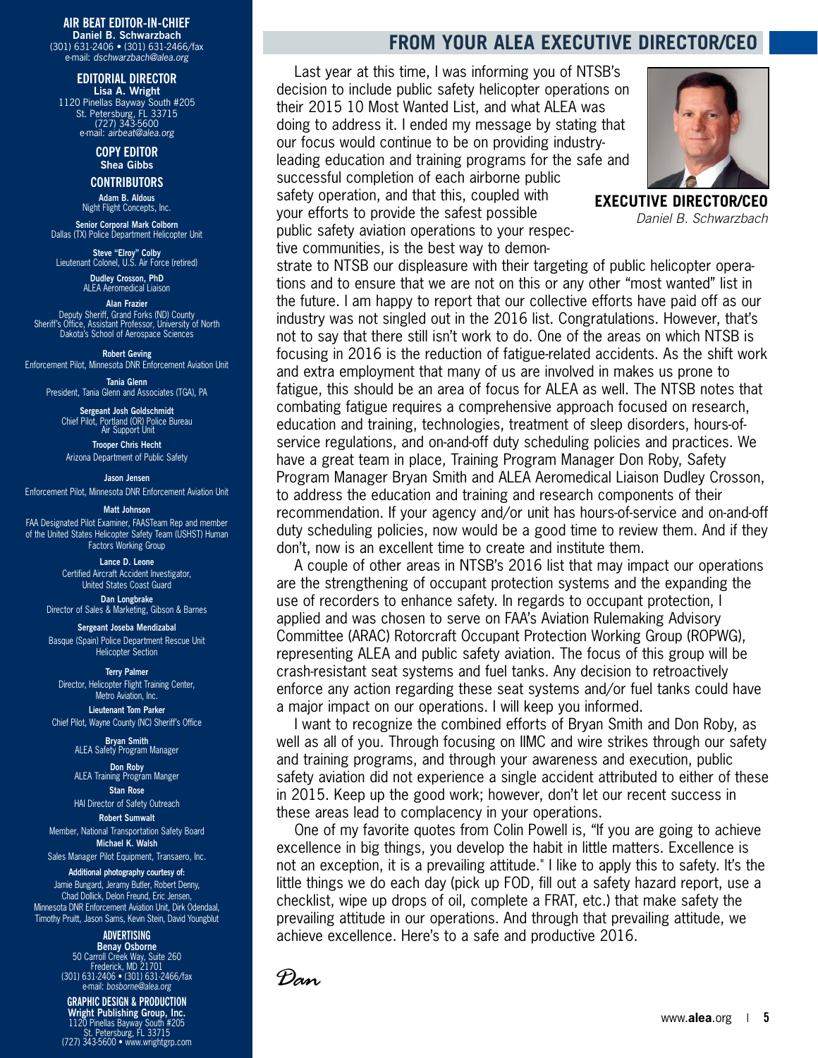**AIR BEAT EDITOR-IN-CHIEF**
**Daniel B. Schwarzbach**
(301) 631-2406 • (301) 631-2466/fax
e-mail: *dschwarzbach@alea.org*

**EDITORIAL DIRECTOR**
**Lisa A. Wright**
1120 Pinellas Bayway South #205
St. Petersburg, FL 33715
(727) 343-5600
e-mail: *airbeat@alea.org*

**COPY EDITOR**
**Shea Gibbs**

**CONTRIBUTORS**

**Adam B. Aldous**
Night Flight Concepts, Inc.

**Senior Corporal Mark Colborn**
Dallas (TX) Police Department Helicopter Unit

**Steve "Elroy" Colby**
Lieutenant Colonel, U.S. Air Force (retired)

**Dudley Crosson, PhD**
ALEA Aeromedical Liaison

**Alan Frazier**
Deputy Sheriff, Grand Forks (ND) County Sheriff's Office, Assistant Professor, University of North Dakota's School of Aerospace Sciences

**Robert Geving**
Enforcement Pilot, Minnesota DNR Enforcement Aviation Unit

**Tania Glenn**
President, Tania Glenn and Associates (TGA), PA

**Sergeant Josh Goldschmidt**
Chief Pilot, Portland (OR) Police Bureau Air Support Unit

**Trooper Chris Hecht**
Arizona Department of Public Safety

**Jason Jensen**
Enforcement Pilot, Minnesota DNR Enforcement Aviation Unit

**Matt Johnson**
FAA Designated Pilot Examiner, FAASTeam Rep and member of the United States Helicopter Safety Team (USHST) Human Factors Working Group

**Lance D. Leone**
Certified Aircraft Accident Investigator, United States Coast Guard

**Dan Longbrake**
Director of Sales & Marketing, Gibson & Barnes

**Sergeant Joseba Mendizabal**
Basque (Spain) Police Department Rescue Unit Helicopter Section

**Terry Palmer**
Director, Helicopter Flight Training Center, Metro Aviation, Inc.

**Lieutenant Tom Parker**
Chief Pilot, Wayne County (NC) Sheriff's Office

**Bryan Smith**
ALEA Safety Program Manager

**Don Roby**
ALEA Training Program Manger

**Stan Rose**
HAI Director of Safety Outreach

**Robert Sumwalt**
Member, National Transportation Safety Board

**Michael K. Walsh**
Sales Manager Pilot Equipment, Transaero, Inc.

**Additional photography courtesy of:**
Jamie Bungard, Jeramy Butler, Robert Denny, Chad Dollick, Delon Freund, Eric Jensen, Minnesota DNR Enforcement Aviation Unit, Dirk Odendaal, Timothy Pruitt, Jason Sams, Kevin Stein, David Youngblut

**ADVERTISING**
**Benay Osborne**
50 Carroll Creek Way, Suite 260
Frederick, MD 21701
(301) 631-2406 • (301) 631-2466/fax
e-mail: *bosborne@alea.org*

**GRAPHIC DESIGN & PRODUCTION**
**Wright Publishing Group, Inc.**
1120 Pinellas Bayway South #205
St. Petersburg, FL 33715
(727) 343-5600 • www.wrightgrp.com

## FROM YOUR ALEA EXECUTIVE DIRECTOR/CEO

**EXECUTIVE DIRECTOR/CEO**
*Daniel B. Schwarzbach*

Last year at this time, I was informing you of NTSB's decision to include public safety helicopter operations on their 2015 10 Most Wanted List, and what ALEA was doing to address it. I ended my message by stating that our focus would continue to be on providing industry-leading education and training programs for the safe and successful completion of each airborne public safety operation, and that this, coupled with your efforts to provide the safest possible public safety aviation operations to your respective communities, is the best way to demonstrate to NTSB our displeasure with their targeting of public helicopter operations and to ensure that we are not on this or any other "most wanted" list in the future. I am happy to report that our collective efforts have paid off as our industry was not singled out in the 2016 list. Congratulations. However, that's not to say that there still isn't work to do. One of the areas on which NTSB is focusing in 2016 is the reduction of fatigue-related accidents. As the shift work and extra employment that many of us are involved in makes us prone to fatigue, this should be an area of focus for ALEA as well. The NTSB notes that combating fatigue requires a comprehensive approach focused on research, education and training, technologies, treatment of sleep disorders, hours-of-service regulations, and on-and-off duty scheduling policies and practices. We have a great team in place, Training Program Manager Don Roby, Safety Program Manager Bryan Smith and ALEA Aeromedical Liaison Dudley Crosson, to address the education and training and research components of their recommendation. If your agency and/or unit has hours-of-service and on-and-off duty scheduling policies, now would be a good time to review them. And if they don't, now is an excellent time to create and institute them.

A couple of other areas in NTSB's 2016 list that may impact our operations are the strengthening of occupant protection systems and the expanding the use of recorders to enhance safety. In regards to occupant protection, I applied and was chosen to serve on FAA's Aviation Rulemaking Advisory Committee (ARAC) Rotorcraft Occupant Protection Working Group (ROPWG), representing ALEA and public safety aviation. The focus of this group will be crash-resistant seat systems and fuel tanks. Any decision to retroactively enforce any action regarding these seat systems and/or fuel tanks could have a major impact on our operations. I will keep you informed.

I want to recognize the combined efforts of Bryan Smith and Don Roby, as well as all of you. Through focusing on IIMC and wire strikes through our safety and training programs, and through your awareness and execution, public safety aviation did not experience a single accident attributed to either of these in 2015. Keep up the good work; however, don't let our recent success in these areas lead to complacency in your operations.

One of my favorite quotes from Colin Powell is, "If you are going to achieve excellence in big things, you develop the habit in little matters. Excellence is not an exception, it is a prevailing attitude." I like to apply this to safety. It's the little things we do each day (pick up FOD, fill out a safety hazard report, use a checklist, wipe up drops of oil, complete a FRAT, etc.) that make safety the prevailing attitude in our operations. And through that prevailing attitude, we achieve excellence. Here's to a safe and productive 2016.

*Dan*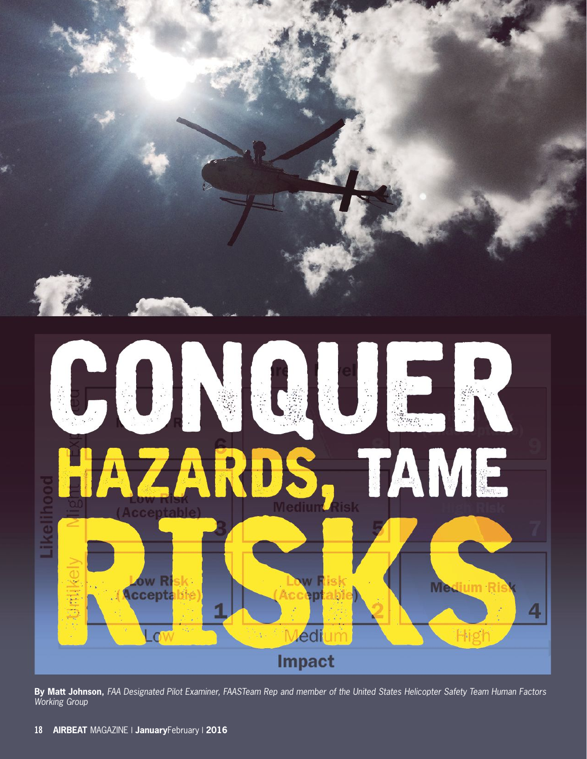# CONQUER HAZARDS, TAME RISKS

**By Matt Johnson,** *FAA Designated Pilot Examiner, FAASTeam Rep and member of the United States Helicopter Safety Team Human Factors Working Group*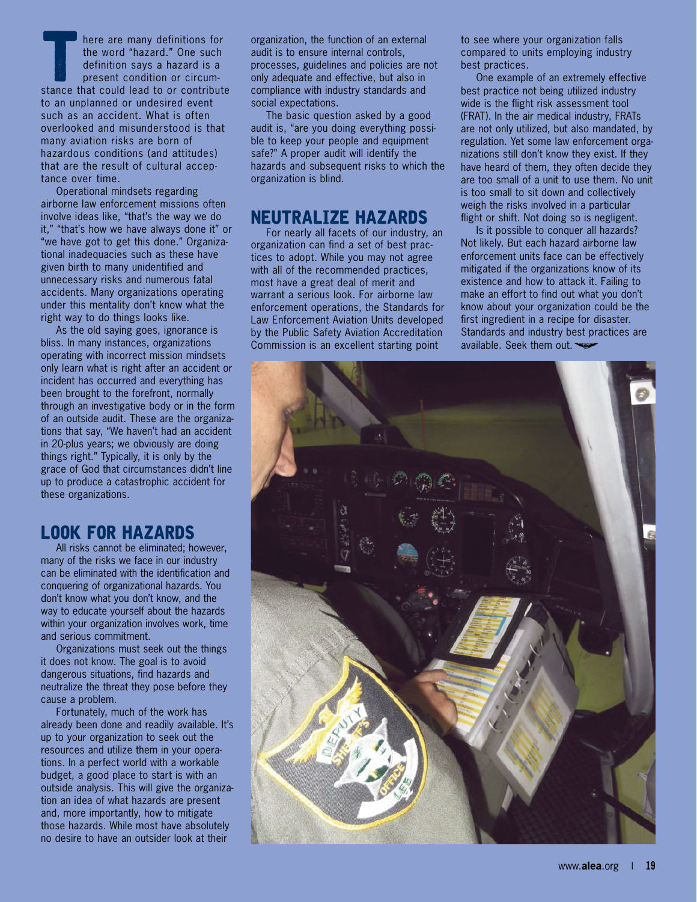There are many definitions for the word "hazard." One such definition says a hazard is a present condition or circumstance that could lead to or contribute to an unplanned or undesired event such as an accident. What is often overlooked and misunderstood is that many aviation risks are born of hazardous conditions (and attitudes) that are the result of cultural acceptance over time.

Operational mindsets regarding airborne law enforcement missions often involve ideas like, "that's the way we do it," "that's how we have always done it" or "we have got to get this done." Organizational inadequacies such as these have given birth to many unidentified and unnecessary risks and numerous fatal accidents. Many organizations operating under this mentality don't know what the right way to do things looks like.

As the old saying goes, ignorance is bliss. In many instances, organizations operating with incorrect mission mindsets only learn what is right after an accident or incident has occurred and everything has been brought to the forefront, normally through an investigative body or in the form of an outside audit. These are the organizations that say, "We haven't had an accident in 20-plus years; we obviously are doing things right." Typically, it is only by the grace of God that circumstances didn't line up to produce a catastrophic accident for these organizations.

## LOOK FOR HAZARDS

All risks cannot be eliminated; however, many of the risks we face in our industry can be eliminated with the identification and conquering of organizational hazards. You don't know what you don't know, and the way to educate yourself about the hazards within your organization involves work, time and serious commitment.

Organizations must seek out the things it does not know. The goal is to avoid dangerous situations, find hazards and neutralize the threat they pose before they cause a problem.

Fortunately, much of the work has already been done and readily available. It's up to your organization to seek out the resources and utilize them in your operations. In a perfect world with a workable budget, a good place to start is with an outside analysis. This will give the organization an idea of what hazards are present and, more importantly, how to mitigate those hazards. While most have absolutely no desire to have an outsider look at their organization, the function of an external audit is to ensure internal controls, processes, guidelines and policies are not only adequate and effective, but also in compliance with industry standards and social expectations.

The basic question asked by a good audit is, "are you doing everything possible to keep your people and equipment safe?" A proper audit will identify the hazards and subsequent risks to which the organization is blind.

## NEUTRALIZE HAZARDS

For nearly all facets of our industry, an organization can find a set of best practices to adopt. While you may not agree with all of the recommended practices, most have a great deal of merit and warrant a serious look. For airborne law enforcement operations, the Standards for Law Enforcement Aviation Units developed by the Public Safety Aviation Accreditation Commission is an excellent starting point to see where your organization falls compared to units employing industry best practices.

One example of an extremely effective best practice not being utilized industry wide is the flight risk assessment tool (FRAT). In the air medical industry, FRATs are not only utilized, but also mandated, by regulation. Yet some law enforcement organizations still don't know they exist. If they have heard of them, they often decide they are too small of a unit to use them. No unit is too small to sit down and collectively weigh the risks involved in a particular flight or shift. Not doing so is negligent.

Is it possible to conquer all hazards? Not likely. But each hazard airborne law enforcement units face can be effectively mitigated if the organizations know of its existence and how to attack it. Failing to make an effort to find out what you don't know about your organization could be the first ingredient in a recipe for disaster. Standards and industry best practices are available. Seek them out.